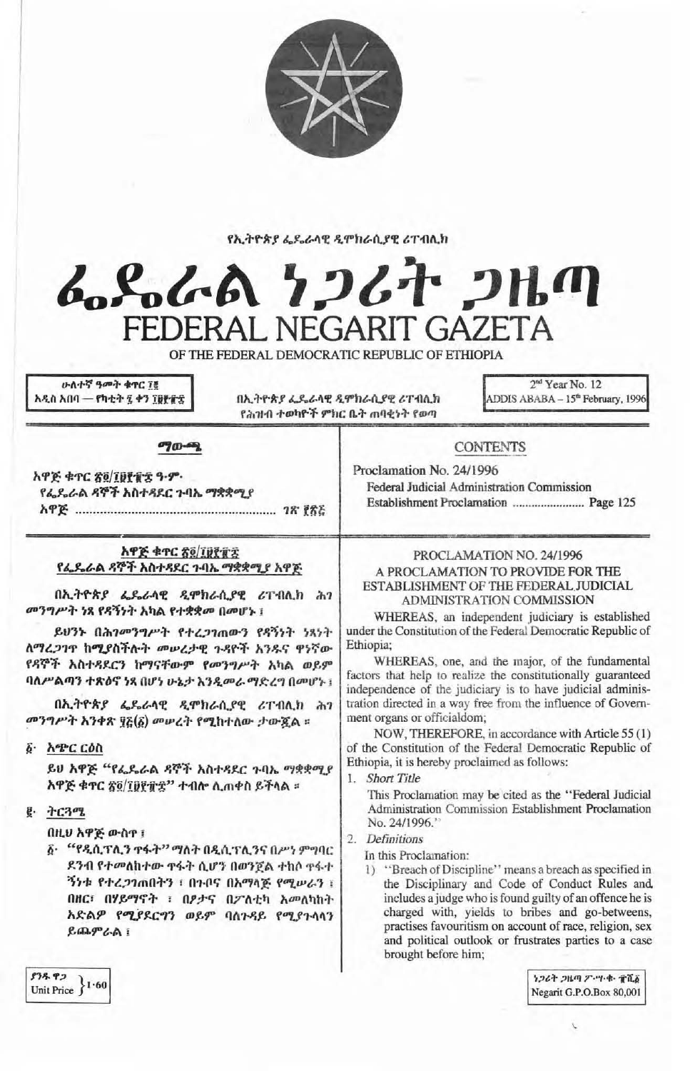የኢትዮጵያ ፌዴራላዊ ዲሞክራሲያዊ ሪፐብሊክ

# ፌዴራል ነጋሪት ጋዜጣ
# FEDERAL NEGARIT GAZETA
OF THE FEDERAL DEMOCRATIC REPUBLIC OF ETHIOPIA

ሁለተኛ ዓመት ቁጥር ፲፪
አዲስ አበባ — የካቲት ፯ ቀን ፲፱፻፹፰

በኢትዮጵያ ፌዴራላዊ ዲሞክራሲያዊ ሪፐብሊክ የሕዝብ ተወካዮች ምክር ቤት ጠባቂነት የወጣ

2nd Year No. 12
ADDIS ABABA – 15th February, 1996

## ማውጫ

አዋጅ ቁጥር ፳፬/፲፱፻፹፰ ዓ.ም.
የፌዴራል ዳኞች አስተዳደር ጉባኤ ማቋቋሚያ
አዋጅ ........................................................ ገጽ ፻፳፭

## CONTENTS

Proclamation No. 24/1996
Federal Judicial Administration Commission
Establishment Proclamation ........................ Page 125

### አዋጅ ቁጥር ፳፬/፲፱፻፹፰
### የፌዴራል ዳኞች አስተዳደር ጉባኤ ማቋቋሚያ አዋጅ

በኢትዮጵያ ፌዴራላዊ ዲሞክራሲያዊ ሪፐብሊክ ሕገ መንግሥት ነጻ የዳኝነት አካል የተቋቋመ በመሆኑ ፤

ይህንኑ በሕገመንግሥት የተረጋገጠውን የዳኝነት ነጻነት ለማረጋገጥ ከሚያስችሉት መሠረታዊ ጉዳዮች አንዱና ዋነኛው የዳኞች አስተዳደርን ከማናቸውም የመንግሥት አካል ወይም ባለሥልጣን ተጽዕኖ ነጻ በሆነ ሁኔታ እንዲመራ ማድረግ በመሆኑ ፤

በኢትዮጵያ ፌዴራላዊ ዲሞክራሲያዊ ሪፐብሊክ ሕገ መንግሥት አንቀጽ ፶፭(፩) መሠረት የሚከተለው ታውጇል ።

፩· አጭር ርዕስ

ይህ አዋጅ "የፌዴራል ዳኞች አስተዳደር ጉባኤ ማቋቋሚያ አዋጅ ቁጥር ፳፬/፲፱፻፹፰" ተብሎ ሊጠቀስ ይችላል ።

፪· ትርጓሜ

በዚህ አዋጅ ውስጥ ፤

፩· "የዲሲፕሊን ጥፋት" ማለት በዲሲፕሊንና በሥነ ምግባር ደንብ የተመለከተው ጥፋት ሲሆን በወንጀል ተከሶ ጥፋተኛነቱ የተረጋገጠበትን ፤ በጉቦና በአማላጅ የሚሠራን ፤ በዘር፣ በሃይማኖት ፣ በፆታና በፖለቲካ አመለካከት አድልዎ የሚያደርግን ወይም ባለጉዳይ የሚያጉላላን ይጨምራል ፤

### PROCLAMATION NO. 24/1996
### A PROCLAMATION TO PROVIDE FOR THE ESTABLISHMENT OF THE FEDERAL JUDICIAL ADMINISTRATION COMMISSION

WHEREAS, an independent judiciary is established under the Constitution of the Federal Democratic Republic of Ethiopia;

WHEREAS, one, and the major, of the fundamental factors that help to realize the constitutionally guaranteed independence of the judiciary is to have judicial administration directed in a way free from the influence of Government organs or officialdom;

NOW, THEREFORE, in accordance with Article 55 (1) of the Constitution of the Federal Democratic Republic of Ethiopia, it is hereby proclaimed as follows:

1. *Short Title*

This Proclamation may be cited as the "Federal Judicial Administration Commission Establishment Proclamation No. 24/1996."

2. *Definitions*

In this Proclamation:

1) "Breach of Discipline" means a breach as specified in the Disciplinary and Code of Conduct Rules and includes a judge who is found guilty of an offence he is charged with, yields to bribes and go-betweens, practises favouritism on account of race, religion, sex and political outlook or frustrates parties to a case brought before him;

ያንዱ ዋጋ Unit Price 1·60

ነጋሪት ጋዜጣ ፖ·ሣ·ቁ· ፹ሺ፩
Negarit G.P.O.Box 80,001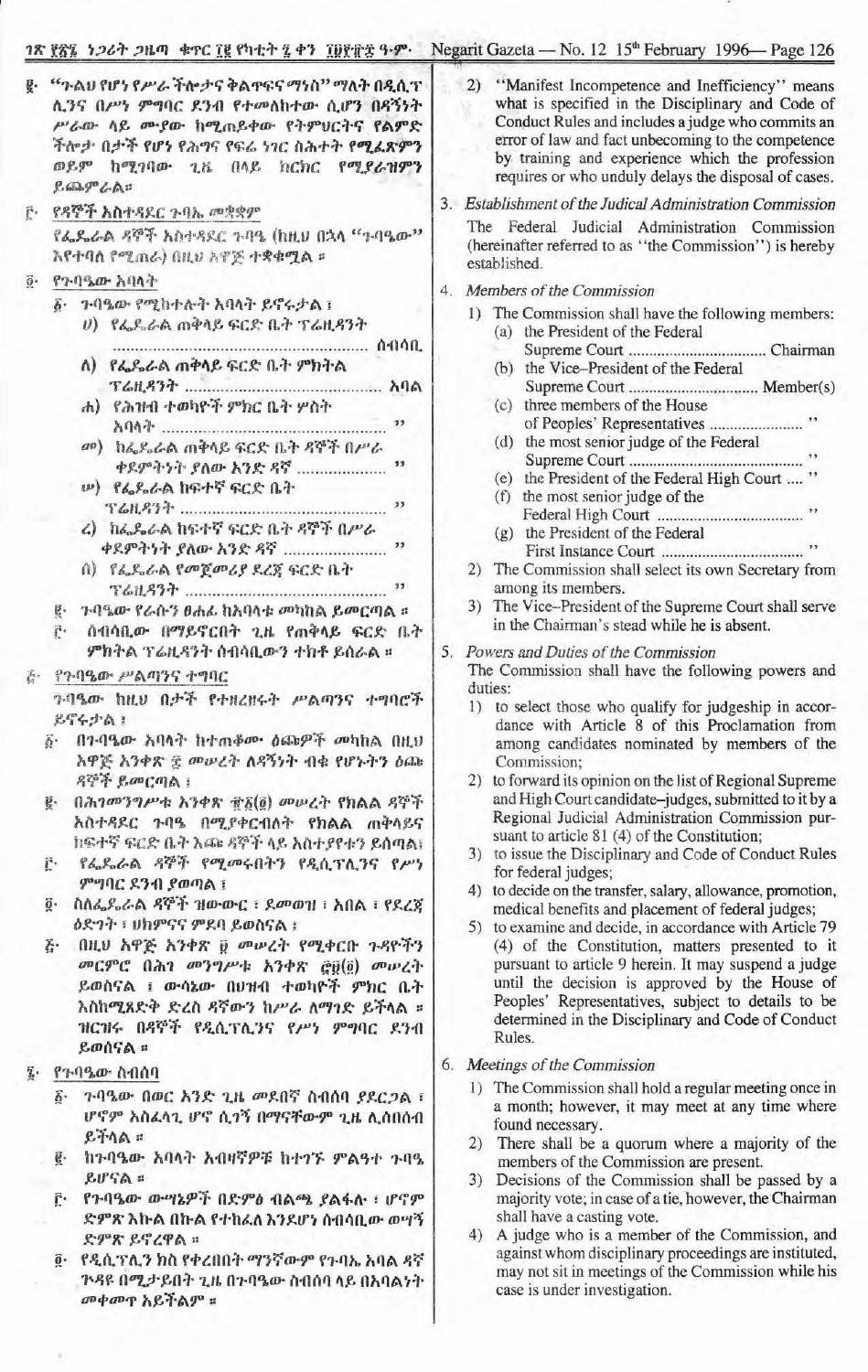፪· "ጉልህ የሆነ የሥራ ችሎታና ቅልጥፍና ማነስ" ማለት በዲሲፕሊንና በሥነ ምግባር ደንብ የተመለከተው ሲሆን በዳኝነት ሥራው ላይ ሙያው ከሚጠይቀው የትምህርትና የልምድ ችሎታ በታች የሆነ የሕግና የፍሬ ነገር ስሕተት የሚፈጽምን ወይም ከሚገባው ጊዜ በላይ ክርክር የሚያራዝምን ይጨምራል።

፫· የዳኞች አስተዳደር ጉባኤ መቋቋም

የፌዴራል ዳኞች አስተዳደር ጉባኤ (ከዚህ በኋላ "ጉባኤው" እየተባለ የሚጠራ) በዚህ አዋጅ ተቋቁሟል።

፬· የጉባኤው አባላት

፩· ጉባኤው የሚከተሉት አባላት ይኖሩታል፤

ሀ) የፌዴራል ጠቅላይ ፍርድ ቤት ፕሬዚዳንት ........................ ሰብሳቢ

ለ) የፌዴራል ጠቅላይ ፍርድ ቤት ምክትል ፕሬዚዳንት ........................ አባል

ሐ) የሕዝብ ተወካዮች ምክር ቤት ሦስት አባላት ........................ "

መ) ከፌዴራል ጠቅላይ ፍርድ ቤት ዳኞች በሥራ ቀደምትነት ያለው አንድ ዳኛ ........................ "

ሠ) የፌዴራል ከፍተኛ ፍርድ ቤት ፕሬዚዳንት ........................ "

ረ) ከፌዴራል ከፍተኛ ፍርድ ቤት ዳኞች በሥራ ቀደምትነት ያለው አንድ ዳኛ ........................ "

ሰ) የፌዴራል የመጀመሪያ ደረጃ ፍርድ ቤት ፕሬዚዳንት ........................ "

፪· ጉባኤው የራሱን ፀሐፊ ከአባላቱ መካከል ይመርጣል።

፫· ሰብሳቢው በማይኖርበት ጊዜ የጠቅላይ ፍርድ ቤት ምክትል ፕሬዚዳንት ሰብሳቢውን ተክቶ ይሰራል።

፭· የጉባኤው ሥልጣንና ተግባር

ጉባኤው ከዚህ በታች የተዘረዘሩት ሥልጣንና ተግባሮች ይኖሩታል፤

፩· በጉባኤው አባላት ከተጠቆሙ ዕጩዎች መካከል በዚህ አዋጅ አንቀጽ ፰ መሠረት ለዳኝነት ብቁ የሆኑትን ዕጩ ዳኞች ይመርጣል፤

፪· በሕገመንግሥቱ አንቀጽ ፹፩(፬) መሠረት የክልል ዳኞች አስተዳደር ጉባኤ በሚያቀርብለት የክልል ጠቅላይና ከፍተኛ ፍርድ ቤት እጩ ዳኞች ላይ አስተያየቱን ይሰጣል፤

፫· የፌዴራል ዳኞች የሚመሩበትን የዲሲፕሊንና የሥነ ምግባር ደንብ ያወጣል፤

፬· ስለፌዴራል ዳኞች ዝውውር፣ ደመወዝ፣ አበል፣ የደረጃ ዕድገት፣ ህክምናና ምደባ ይወስናል፤

፭· በዚህ አዋጅ አንቀጽ ፱ መሠረት የሚቀርቡ ጉዳዮችን መርምሮ በሕገ መንግሥቱ አንቀጽ ፸፱(፬) መሠረት ይወስናል፤ ውሳኔው በህዝብ ተወካዮች ምክር ቤት እስከሚጸድቅ ድረስ ዳኛውን ከሥራ ለማገድ ይችላል። ዝርዝሩ በዳኞች የዲሲፕሊንና የሥነ ምግባር ደንብ ይወሰናል።

፮· የጉባኤው ስብሰባ

፩· ጉባኤው በወር አንድ ጊዜ መደበኛ ስብሰባ ያደርጋል፤ ሆኖም አስፈላጊ ሆኖ ሲገኝ በማናቸውም ጊዜ ሊሰበሰብ ይችላል።

፪· ከጉባኤው አባላት አብዛኛዎቹ ከተገኙ ምልዓተ ጉባኤ ይሆናል።

፫· የጉባኤው ውሣኔዎች በድምፅ ብልጫ ያልፋሉ፤ ሆኖም ድምጽ እኩል በኩል የተከፈለ እንደሆነ ሰብሳቢው ወሳኝ ድምጽ ይኖረዋል።

፬· የዲሲፕሊን ክስ የቀረበበት ማንኛውም የጉባኤ አባል ዳኛ ጉዳዩ በሚታይበት ጊዜ በጉባኤው ስብሰባ ላይ በአባልነት መቀመጥ አይችልም።

2) "Manifest Incompetence and Inefficiency" means what is specified in the Disciplinary and Code of Conduct Rules and includes a judge who commits an error of law and fact unbecoming to the competence by training and experience which the profession requires or who unduly delays the disposal of cases.

3. *Establishment of the Judical Administration Commission*

The Federal Judicial Administration Commission (hereinafter referred to as "the Commission") is hereby established.

4. *Members of the Commission*

1) The Commission shall have the following members:
   (a) the President of the Federal Supreme Court ................................ Chairman
   (b) the Vice–President of the Federal Supreme Court ................................ Member(s)
   (c) three members of the House of Peoples' Representatives ........................ "
   (d) the most senior judge of the Federal Supreme Court ................................ "
   (e) the President of the Federal High Court .... "
   (f) the most senior judge of the Federal High Court ................................ "
   (g) the President of the Federal First Instance Court ................................ "
2) The Commission shall select its own Secretary from among its members.
3) The Vice–President of the Supreme Court shall serve in the Chairman's stead while he is absent.

5. *Powers and Duties of the Commission*

The Commission shall have the following powers and duties:

1) to select those who qualify for judgeship in accordance with Article 8 of this Proclamation from among candidates nominated by members of the Commission;
2) to forward its opinion on the list of Regional Supreme and High Court candidate–judges, submitted to it by a Regional Judicial Administration Commission pursuant to article 81 (4) of the Constitution;
3) to issue the Disciplinary and Code of Conduct Rules for federal judges;
4) to decide on the transfer, salary, allowance, promotion, medical benefits and placement of federal judges;
5) to examine and decide, in accordance with Article 79 (4) of the Constitution, matters presented to it pursuant to article 9 herein. It may suspend a judge until the decision is approved by the House of Peoples' Representatives, subject to details to be determined in the Disciplinary and Code of Conduct Rules.

6. *Meetings of the Commission*

1) The Commission shall hold a regular meeting once in a month; however, it may meet at any time where found necessary.
2) There shall be a quorum where a majority of the members of the Commission are present.
3) Decisions of the Commission shall be passed by a majority vote; in case of a tie, however, the Chairman shall have a casting vote.
4) A judge who is a member of the Commission, and against whom disciplinary proceedings are instituted, may not sit in meetings of the Commission while his case is under investigation.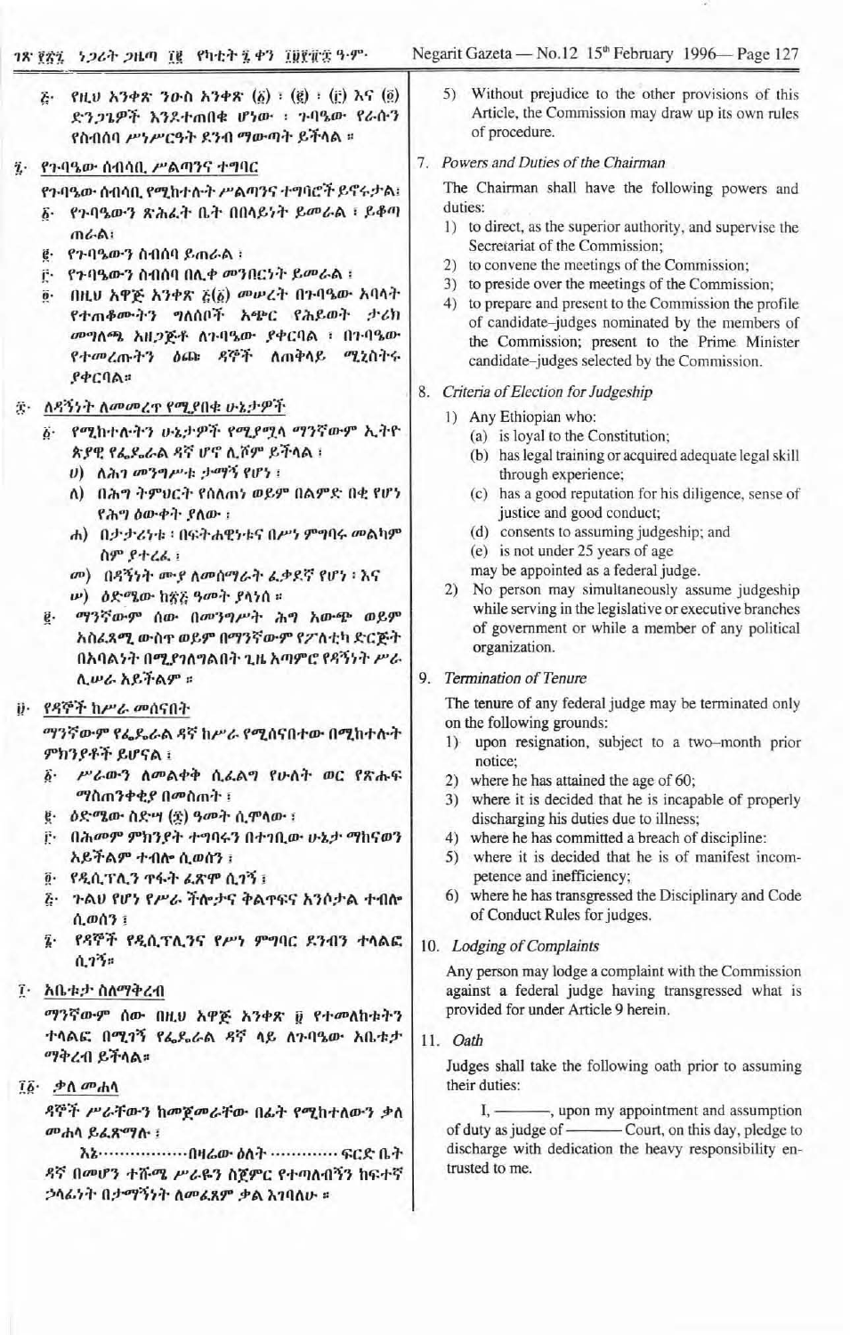፭· የዚህ አንቀጽ ንዑስ አንቀጽ (፩) ፣ (፪) ፣ (፫) እና (፬) ድንጋጌዎች እንደተጠበቁ ሆነው ፣ ጉባዔው የራሱን የስብሰባ ሥነሥርዓት ደንብ ማውጣት ይችላል ።

## ፯· የጉባዔው ሰብሳቢ ሥልጣንና ተግባር

የጉባዔው ሰብሳቢ የሚከተሉት ሥልጣንና ተግባሮች ይኖሩታል፤

፩· የጉባዔውን ጽሕፈት ቤት በበላይነት ይመራል ፤ ይቆጣጠራል፤

፪· የጉባዔውን ስብሰባ ይጠራል ፤

፫· የጉባዔውን ስብሰባ በሊቀ መንበርነት ይመራል ፤

፬· በዚህ አዋጅ አንቀጽ ፭(፩) መሠረት በጉባዔው አባላት የተጠቆሙትን ግለሰቦች አጭር የሕይወት ታሪክ መግለጫ አዘጋጅቶ ለጉባዔው ያቀርባል ፤ በጉባዔው የተመረጡትን ዕጩ ዳኞች ለጠቅላይ ሚኒስትሩ ያቀርባል።

## ፰· ለዳኝነት ለመመረጥ የሚያበቁ ሁኔታዎች

፩· የሚከተሉትን ሁኔታዎች የሚያሟላ ማንኛውም ኢትዮጵያዊ የፌዴራል ዳኛ ሆኖ ሊሾም ይችላል ፤

ሀ) ለሕገ መንግሥቱ ታማኝ የሆነ ፤

ለ) በሕግ ትምህርት የሰለጠነ ወይም በልምድ በቂ የሆነ የሕግ ዕውቀት ያለው ፤

ሐ) በታታሪነቱ ፣ በፍትሐዊነቱና በሥነ ምግባሩ መልካም ስም ያተረፈ ፤

መ) በዳኝነት ሙያ ለመስራት ፈቃደኛ የሆነ ፤ እና

ሠ) ዕድሜው ከ፳፭ ዓመት ያላነሰ ።

፪· ማንኛውም ሰው በመንግሥት ሕግ አውጭ ወይም አስፈጻሚ ውስጥ ወይም በማንኛውም የፖለቲካ ድርጅት በአባልነት በሚያገለግልበት ጊዜ አጣምሮ የዳኝነት ሥራ ሊሠራ አይችልም ።

## ፱· የዳኞች ከሥራ መሰናበት

ማንኛውም የፌዴራል ዳኛ ከሥራ የሚሰናበተው በሚከተሉት ምክንያቶች ይሆናል ፤

፩· ሥራውን ለመልቀቅ ሲፈልግ የሁለት ወር የጽሑፍ ማስጠንቀቂያ በመስጠት ፤

፪· ዕድሜው ስድሣ (፷) ዓመት ሲሞላው ፤

፫· በሕመም ምክንያት ተግባሩን በተገቢው ሁኔታ ማከናወን አይችልም ተብሎ ሲወሰን ፤

፬· የዲሲፕሊን ጥፋት ፈጽሞ ሲገኝ ፤

፭· ጉልህ የሆነ የሥራ ችሎታና ቅልጥፍና አንሶታል ተብሎ ሲወሰን ፤

፮· የዳኞች የዲሲፕሊንና የሥነ ምግባር ደንብን ተላልፎ ሲገኝ።

## ፲· አቤቱታ ስለማቅረብ

ማንኛውም ሰው በዚህ አዋጅ አንቀጽ ፱ የተመለከቱትን ተላልፎ በሚገኝ የፌዴራል ዳኛ ላይ ለጉባዔው አቤቱታ ማቅረብ ይችላል።

## ፲፩· ቃለ መሐላ

ዳኞች ሥራቸውን ከመጀመራቸው በፊት የሚከተለውን ቃለ መሐላ ይፈጽማሉ ፤

እኔ.................በዛሬው ዕለት ............. ፍርድ ቤት ዳኛ በመሆን ተሹሜ ሥራዬን ስጀምር የተጣለብኝን ከፍተኛ ኃላፊነት በታማኝነት ለመፈጸም ቃል እገባለሁ ።

5) Without prejudice to the other provisions of this Article, the Commission may draw up its own rules of procedure.

## 7. *Powers and Duties of the Chairman*

The Chairman shall have the following powers and duties:

1) to direct, as the superior authority, and supervise the Secretariat of the Commission;
2) to convene the meetings of the Commission;
3) to preside over the meetings of the Commission;
4) to prepare and present to the Commission the profile of candidate–judges nominated by the members of the Commission; present to the Prime Minister candidate–judges selected by the Commission.

## 8. *Criteria of Election for Judgeship*

1) Any Ethiopian who:
   (a) is loyal to the Constitution;
   (b) has legal training or acquired adequate legal skill through experience;
   (c) has a good reputation for his diligence, sense of justice and good conduct;
   (d) consents to assuming judgeship; and
   (e) is not under 25 years of age

   may be appointed as a federal judge.
2) No person may simultaneously assume judgeship while serving in the legislative or executive branches of government or while a member of any political organization.

## 9. *Termination of Tenure*

The tenure of any federal judge may be terminated only on the following grounds:

1) upon resignation, subject to a two–month prior notice;
2) where he has attained the age of 60;
3) where it is decided that he is incapable of properly discharging his duties due to illness;
4) where he has committed a breach of discipline:
5) where it is decided that he is of manifest incompetence and inefficiency;
6) where he has transgressed the Disciplinary and Code of Conduct Rules for judges.

## 10. *Lodging of Complaints*

Any person may lodge a complaint with the Commission against a federal judge having transgressed what is provided for under Article 9 herein.

## 11. *Oath*

Judges shall take the following oath prior to assuming their duties:

I, ———, upon my appointment and assumption of duty as judge of ——— Court, on this day, pledge to discharge with dedication the heavy responsibility entrusted to me.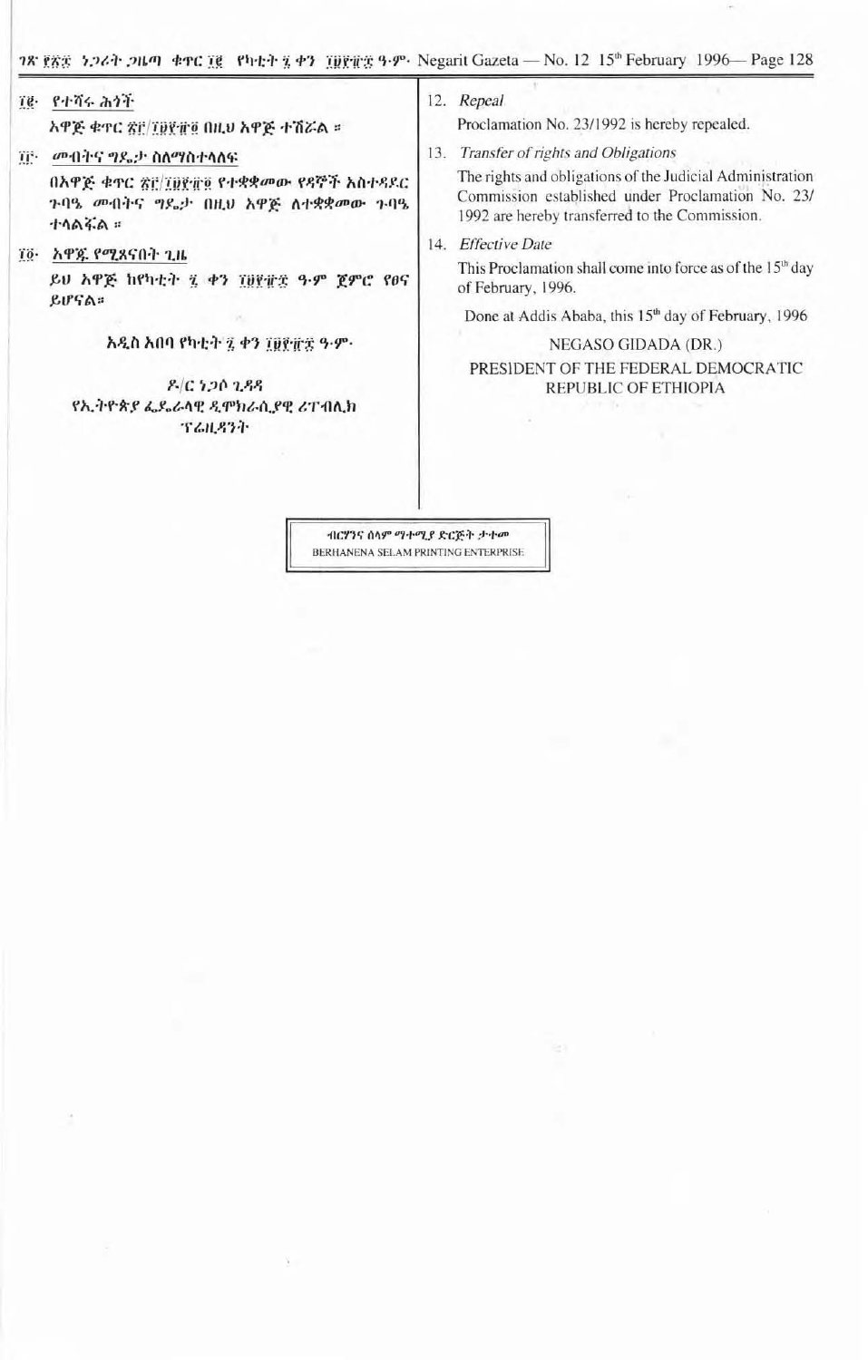፲፪· የተሻሩ ሕጎች

አዋጅ ቁጥር ፳፫/፲፱፻፹፬ በዚህ አዋጅ ተሽሯል ።

፲፫· መብትና ግዴታ ስለማስተላለፍ

በአዋጅ ቁጥር ፳፫/፲፱፻፹፬ የተቋቋመው የዳኞች አስተዳደር ጉባዔ መብትና ግዴታ በዚህ አዋጅ ለተቋቋመው ጉባዔ ተላልፏል ።

፲፬· አዋጁ የሚጸናበት ጊዜ

ይህ አዋጅ ከየካቲት ፯ ቀን ፲፱፻፹፰ ዓ·ም ጀምሮ የፀና ይሆናል።

አዲስ አበባ የካቲት ፯ ቀን ፲፱፻፹፰ ዓ·ም·

ዶ/ር ነጋሶ ጊዳዳ
የኢትዮጵያ ፌዴራላዊ ዲሞክራሲያዊ ሪፐብሊክ
ፕሬዚዳንት

12. *Repeal*

Proclamation No. 23/1992 is hereby repealed.

13. *Transfer of rights and Obligations*

The rights and obligations of the Judicial Administration Commission established under Proclamation No. 23/1992 are hereby transferred to the Commission.

14. *Effective Date*

This Proclamation shall come into force as of the 15[th] day of February, 1996.

Done at Addis Ababa, this 15[th] day of February, 1996

NEGASO GIDADA (DR.)
PRESIDENT OF THE FEDERAL DEMOCRATIC REPUBLIC OF ETHIOPIA

ብርሃንና ሰላም ማተሚያ ድርጅት ታተመ
BERHANENA SELAM PRINTING ENTERPRISE